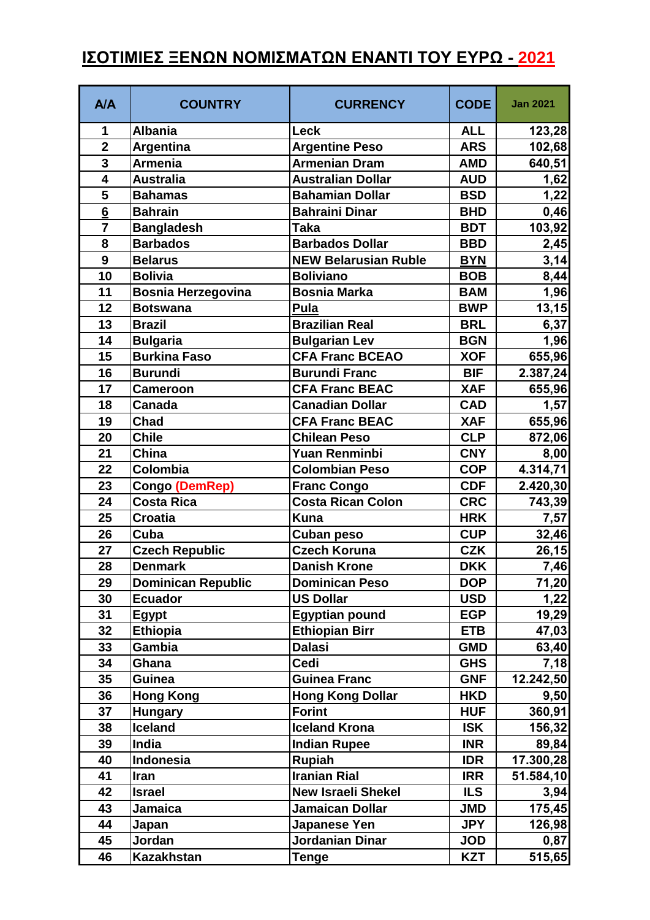# ΙΣΟΤΙΜΙΕΣ ΞΕΝΩΝ ΝΟΜΙΣΜΑΤΩΝ ΕΝΑΝΤΙ ΤΟΥ ΕΥΡΩ - 2021

| A/A | COUNTRY | CURRENCY | CODE | Jan 2021 |
|---|---|---|---|---|
| 1 | Albania | Leck | ALL | 123,28 |
| 2 | Argentina | Argentine Peso | ARS | 102,68 |
| 3 | Armenia | Armenian Dram | AMD | 640,51 |
| 4 | Australia | Australian Dollar | AUD | 1,62 |
| 5 | Bahamas | Bahamian Dollar | BSD | 1,22 |
| 6 | Bahrain | Bahraini Dinar | BHD | 0,46 |
| 7 | Bangladesh | Taka | BDT | 103,92 |
| 8 | Barbados | Barbados Dollar | BBD | 2,45 |
| 9 | Belarus | NEW Belarusian Ruble | BYN | 3,14 |
| 10 | Bolivia | Boliviano | BOB | 8,44 |
| 11 | Bosnia Herzegovina | Bosnia Marka | BAM | 1,96 |
| 12 | Botswana | Pula | BWP | 13,15 |
| 13 | Brazil | Brazilian Real | BRL | 6,37 |
| 14 | Bulgaria | Bulgarian Lev | BGN | 1,96 |
| 15 | Burkina Faso | CFA Franc BCEAO | XOF | 655,96 |
| 16 | Burundi | Burundi Franc | BIF | 2.387,24 |
| 17 | Cameroon | CFA Franc BEAC | XAF | 655,96 |
| 18 | Canada | Canadian Dollar | CAD | 1,57 |
| 19 | Chad | CFA Franc BEAC | XAF | 655,96 |
| 20 | Chile | Chilean Peso | CLP | 872,06 |
| 21 | China | Yuan Renminbi | CNY | 8,00 |
| 22 | Colombia | Colombian Peso | COP | 4.314,71 |
| 23 | Congo (DemRep) | Franc Congo | CDF | 2.420,30 |
| 24 | Costa Rica | Costa Rican Colon | CRC | 743,39 |
| 25 | Croatia | Kuna | HRK | 7,57 |
| 26 | Cuba | Cuban peso | CUP | 32,46 |
| 27 | Czech Republic | Czech Koruna | CZK | 26,15 |
| 28 | Denmark | Danish Krone | DKK | 7,46 |
| 29 | Dominican Republic | Dominican Peso | DOP | 71,20 |
| 30 | Ecuador | US Dollar | USD | 1,22 |
| 31 | Egypt | Egyptian pound | EGP | 19,29 |
| 32 | Ethiopia | Ethiopian Birr | ETB | 47,03 |
| 33 | Gambia | Dalasi | GMD | 63,40 |
| 34 | Ghana | Cedi | GHS | 7,18 |
| 35 | Guinea | Guinea Franc | GNF | 12.242,50 |
| 36 | Hong Kong | Hong Kong Dollar | HKD | 9,50 |
| 37 | Hungary | Forint | HUF | 360,91 |
| 38 | Iceland | Iceland Krona | ISK | 156,32 |
| 39 | India | Indian Rupee | INR | 89,84 |
| 40 | Indonesia | Rupiah | IDR | 17.300,28 |
| 41 | Iran | Iranian Rial | IRR | 51.584,10 |
| 42 | Israel | New Israeli Shekel | ILS | 3,94 |
| 43 | Jamaica | Jamaican Dollar | JMD | 175,45 |
| 44 | Japan | Japanese Yen | JPY | 126,98 |
| 45 | Jordan | Jordanian Dinar | JOD | 0,87 |
| 46 | Kazakhstan | Tenge | KZT | 515,65 |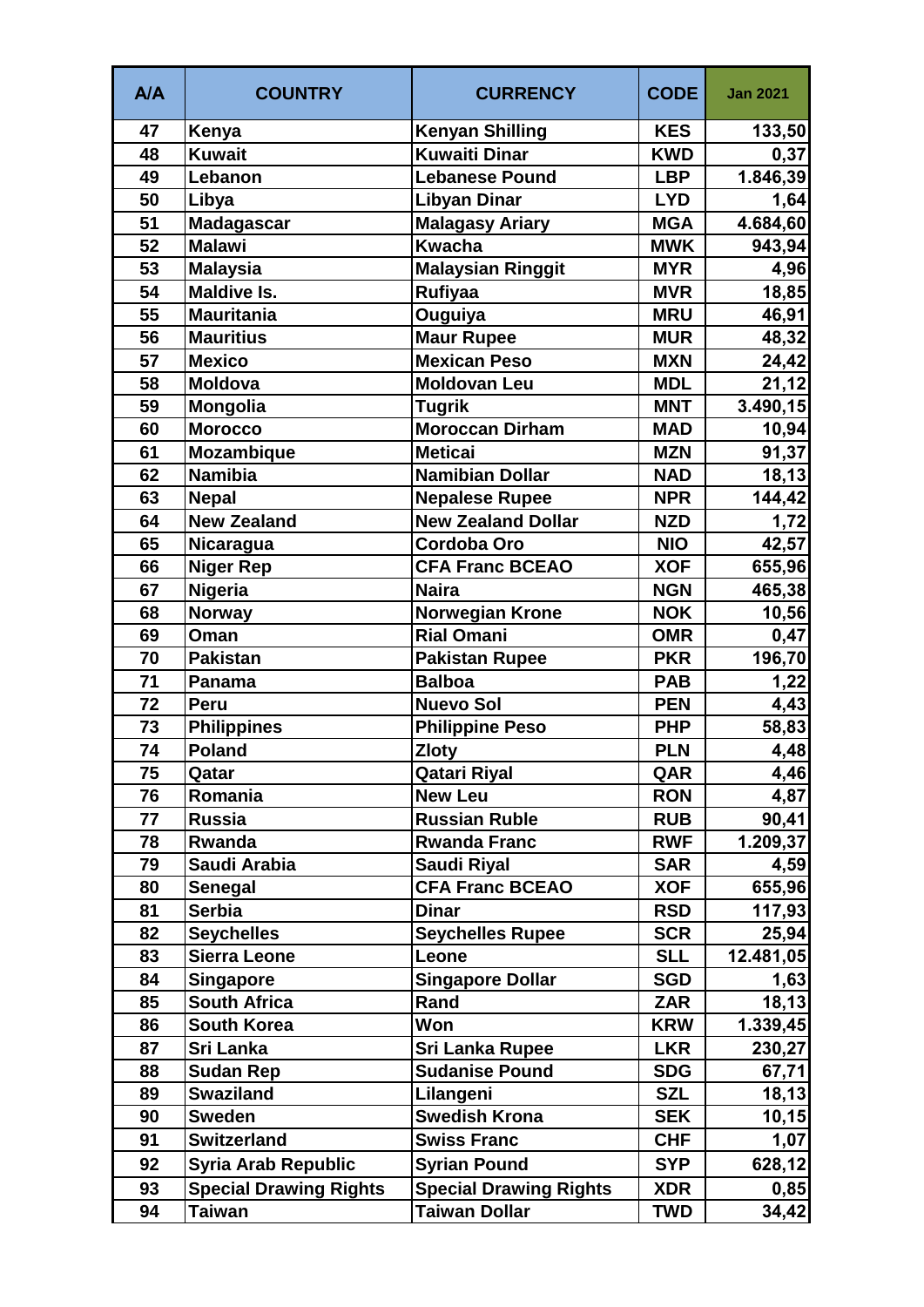| A/A | COUNTRY | CURRENCY | CODE | Jan 2021 |
|---|---|---|---|---|
| 47 | Kenya | Kenyan Shilling | KES | 133,50 |
| 48 | Kuwait | Kuwaiti Dinar | KWD | 0,37 |
| 49 | Lebanon | Lebanese Pound | LBP | 1.846,39 |
| 50 | Libya | Libyan Dinar | LYD | 1,64 |
| 51 | Madagascar | Malagasy Ariary | MGA | 4.684,60 |
| 52 | Malawi | Kwacha | MWK | 943,94 |
| 53 | Malaysia | Malaysian Ringgit | MYR | 4,96 |
| 54 | Maldive Is. | Rufiyaa | MVR | 18,85 |
| 55 | Mauritania | Ouguiya | MRU | 46,91 |
| 56 | Mauritius | Maur Rupee | MUR | 48,32 |
| 57 | Mexico | Mexican Peso | MXN | 24,42 |
| 58 | Moldova | Moldovan Leu | MDL | 21,12 |
| 59 | Mongolia | Tugrik | MNT | 3.490,15 |
| 60 | Morocco | Moroccan Dirham | MAD | 10,94 |
| 61 | Mozambique | Meticai | MZN | 91,37 |
| 62 | Namibia | Namibian Dollar | NAD | 18,13 |
| 63 | Nepal | Nepalese Rupee | NPR | 144,42 |
| 64 | New Zealand | New Zealand Dollar | NZD | 1,72 |
| 65 | Nicaragua | Cordoba Oro | NIO | 42,57 |
| 66 | Niger Rep | CFA Franc BCEAO | XOF | 655,96 |
| 67 | Nigeria | Naira | NGN | 465,38 |
| 68 | Norway | Norwegian Krone | NOK | 10,56 |
| 69 | Oman | Rial Omani | OMR | 0,47 |
| 70 | Pakistan | Pakistan Rupee | PKR | 196,70 |
| 71 | Panama | Balboa | PAB | 1,22 |
| 72 | Peru | Nuevo Sol | PEN | 4,43 |
| 73 | Philippines | Philippine Peso | PHP | 58,83 |
| 74 | Poland | Zloty | PLN | 4,48 |
| 75 | Qatar | Qatari Riyal | QAR | 4,46 |
| 76 | Romania | New Leu | RON | 4,87 |
| 77 | Russia | Russian Ruble | RUB | 90,41 |
| 78 | Rwanda | Rwanda Franc | RWF | 1.209,37 |
| 79 | Saudi Arabia | Saudi Riyal | SAR | 4,59 |
| 80 | Senegal | CFA Franc BCEAO | XOF | 655,96 |
| 81 | Serbia | Dinar | RSD | 117,93 |
| 82 | Seychelles | Seychelles Rupee | SCR | 25,94 |
| 83 | Sierra Leone | Leone | SLL | 12.481,05 |
| 84 | Singapore | Singapore Dollar | SGD | 1,63 |
| 85 | South Africa | Rand | ZAR | 18,13 |
| 86 | South Korea | Won | KRW | 1.339,45 |
| 87 | Sri Lanka | Sri Lanka Rupee | LKR | 230,27 |
| 88 | Sudan Rep | Sudanise Pound | SDG | 67,71 |
| 89 | Swaziland | Lilangeni | SZL | 18,13 |
| 90 | Sweden | Swedish Krona | SEK | 10,15 |
| 91 | Switzerland | Swiss Franc | CHF | 1,07 |
| 92 | Syria Arab Republic | Syrian Pound | SYP | 628,12 |
| 93 | Special Drawing Rights | Special Drawing Rights | XDR | 0,85 |
| 94 | Taiwan | Taiwan Dollar | TWD | 34,42 |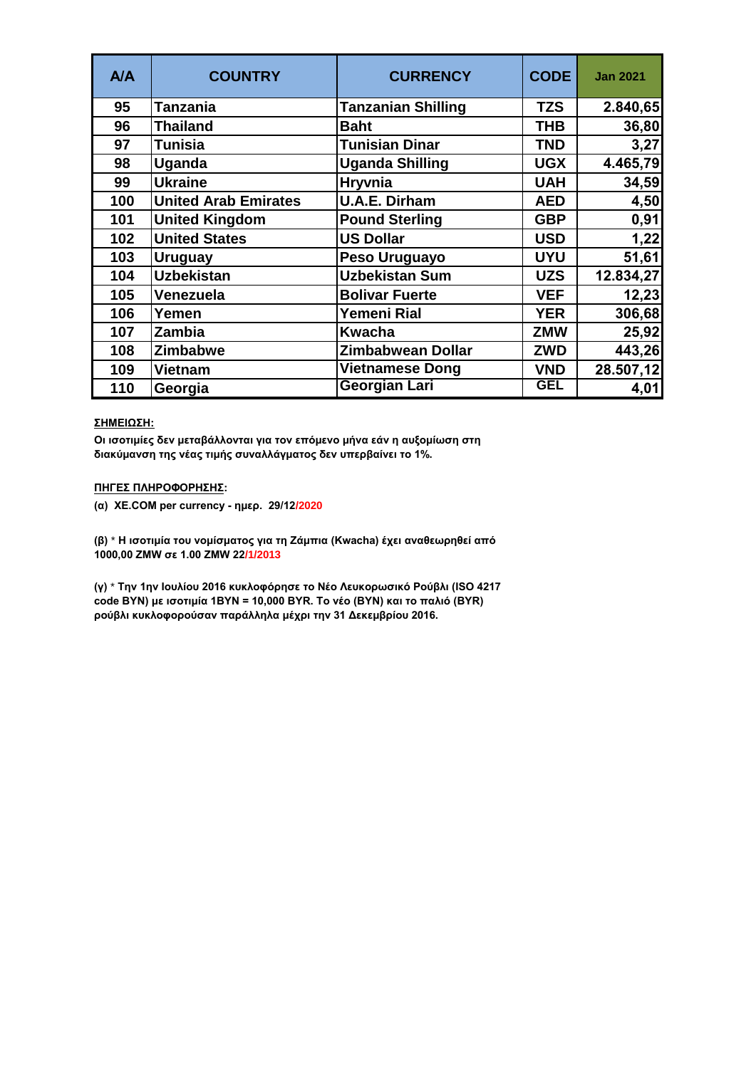| A/A | COUNTRY | CURRENCY | CODE | Jan 2021 |
|---|---|---|---|---|
| 95 | Tanzania | Tanzanian Shilling | TZS | 2.840,65 |
| 96 | Thailand | Baht | THB | 36,80 |
| 97 | Tunisia | Tunisian Dinar | TND | 3,27 |
| 98 | Uganda | Uganda Shilling | UGX | 4.465,79 |
| 99 | Ukraine | Hryvnia | UAH | 34,59 |
| 100 | United Arab Emirates | U.A.E. Dirham | AED | 4,50 |
| 101 | United Kingdom | Pound Sterling | GBP | 0,91 |
| 102 | United States | US Dollar | USD | 1,22 |
| 103 | Uruguay | Peso Uruguayo | UYU | 51,61 |
| 104 | Uzbekistan | Uzbekistan Sum | UZS | 12.834,27 |
| 105 | Venezuela | Bolivar Fuerte | VEF | 12,23 |
| 106 | Yemen | Yemeni Rial | YER | 306,68 |
| 107 | Zambia | Kwacha | ZMW | 25,92 |
| 108 | Zimbabwe | Zimbabwean Dollar | ZWD | 443,26 |
| 109 | Vietnam | Vietnamese Dong | VND | 28.507,12 |
| 110 | Georgia | Georgian Lari | GEL | 4,01 |

**ΣΗΜΕΙΩΣΗ:**

**Οι ισοτιμίες δεν μεταβάλλονται για τον επόμενο μήνα εάν η αυξομίωση στη διακύμανση της νέας τιμής συναλλάγματος δεν υπερβαίνει το 1%.**

**ΠΗΓΕΣ ΠΛΗΡΟΦΟΡΗΣΗΣ:**

**(α) XE.COM per currency - ημερ. 29/12/2020**

**(β) * Η ισοτιμία του νομίσματος για τη Ζάμπια (Kwacha) έχει αναθεωρηθεί από 1000,00 ZMW σε 1.00 ZMW 22/1/2013**

**(γ) * Την 1ην Ιουλίου 2016 κυκλοφόρησε το Νέο Λευκορωσικό Ρούβλι (ISO 4217 code BYN) με ισοτιμία 1BYN = 10,000 BYR. Το νέο (BYN) και το παλιό (BYR) ρούβλι κυκλοφορούσαν παράλληλα μέχρι την 31 Δεκεμβρίου 2016.**